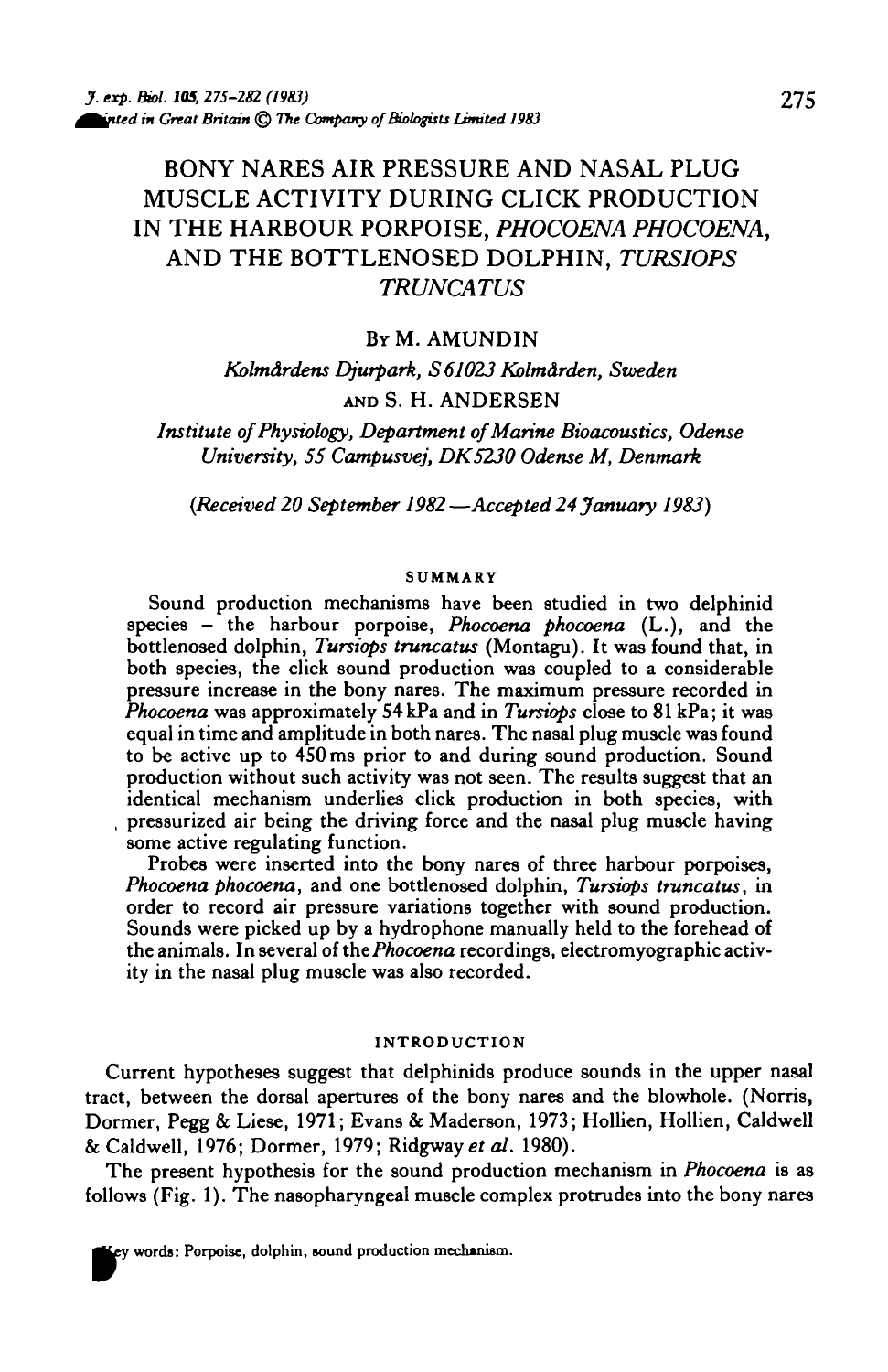# BONY NARES AIR PRESSURE AND NASAL PLUG MUSCLE ACTIVITY DURING CLICK PRODUCTION IN THE HARBOUR PORPOISE, *PHOCOENA PHOCOENA*, AND THE BOTTLENOSED DOLPHIN, *TURSIOPS TRUNCATUS*

By M. AMUNDIN

*Kolmårdens Djurpark, S 61023 Kolmården, Sweden*

AND S. H. ANDERSEN

*Institute of Physiology, Department of Marine Bioacoustics, Odense University, 55 Campusvej, DK 5230 Odense M, Denmark*

*(Received 20 September 1982 — Accepted 24 January 1983)*

## SUMMARY

Sound production mechanisms have been studied in two delphinid species – the harbour porpoise, *Phocoena phocoena* (L.), and the bottlenosed dolphin, *Tursiops truncatus* (Montagu). It was found that, in both species, the click sound production was coupled to a considerable pressure increase in the bony nares. The maximum pressure recorded in *Phocoena* was approximately 54 kPa and in *Tursiops* close to 81 kPa; it was equal in time and amplitude in both nares. The nasal plug muscle was found to be active up to 450 ms prior to and during sound production. Sound production without such activity was not seen. The results suggest that an identical mechanism underlies click production in both species, with pressurized air being the driving force and the nasal plug muscle having some active regulating function.

Probes were inserted into the bony nares of three harbour porpoises, *Phocoena phocoena*, and one bottlenosed dolphin, *Tursiops truncatus*, in order to record air pressure variations together with sound production. Sounds were picked up by a hydrophone manually held to the forehead of the animals. In several of the *Phocoena* recordings, electromyographic activity in the nasal plug muscle was also recorded.

## INTRODUCTION

Current hypotheses suggest that delphinids produce sounds in the upper nasal tract, between the dorsal apertures of the bony nares and the blowhole. (Norris, Dormer, Pegg & Liese, 1971; Evans & Maderson, 1973; Hollien, Hollien, Caldwell & Caldwell, 1976; Dormer, 1979; Ridgway *et al.* 1980).

The present hypothesis for the sound production mechanism in *Phocoena* is as follows (Fig. 1). The nasopharyngeal muscle complex protrudes into the bony nares

Key words: Porpoise, dolphin, sound production mechanism.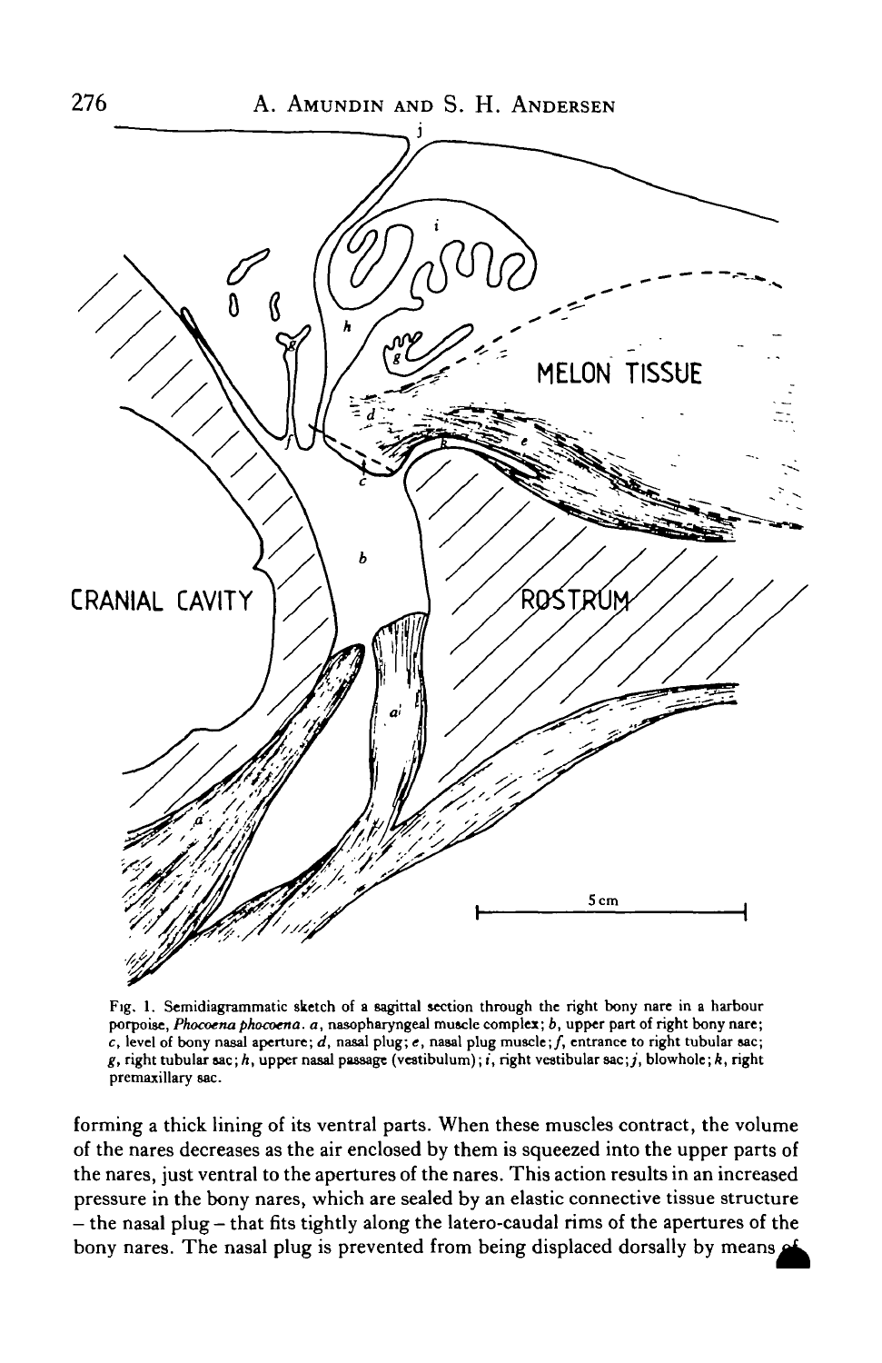Fig. 1. Semidiagrammatic sketch of a sagittal section through the right bony nare in a harbour porpoise, *Phocoena phocoena*. *a*, nasopharyngeal muscle complex; *b*, upper part of right bony nare; *c*, level of bony nasal aperture; *d*, nasal plug; *e*, nasal plug muscle; *f*, entrance to right tubular sac; *g*, right tubular sac; *h*, upper nasal passage (vestibulum); *i*, right vestibular sac; *j*, blowhole; *k*, right premaxillary sac.

forming a thick lining of its ventral parts. When these muscles contract, the volume of the nares decreases as the air enclosed by them is squeezed into the upper parts of the nares, just ventral to the apertures of the nares. This action results in an increased pressure in the bony nares, which are sealed by an elastic connective tissue structure – the nasal plug – that fits tightly along the latero-caudal rims of the apertures of the bony nares. The nasal plug is prevented from being displaced dorsally by means of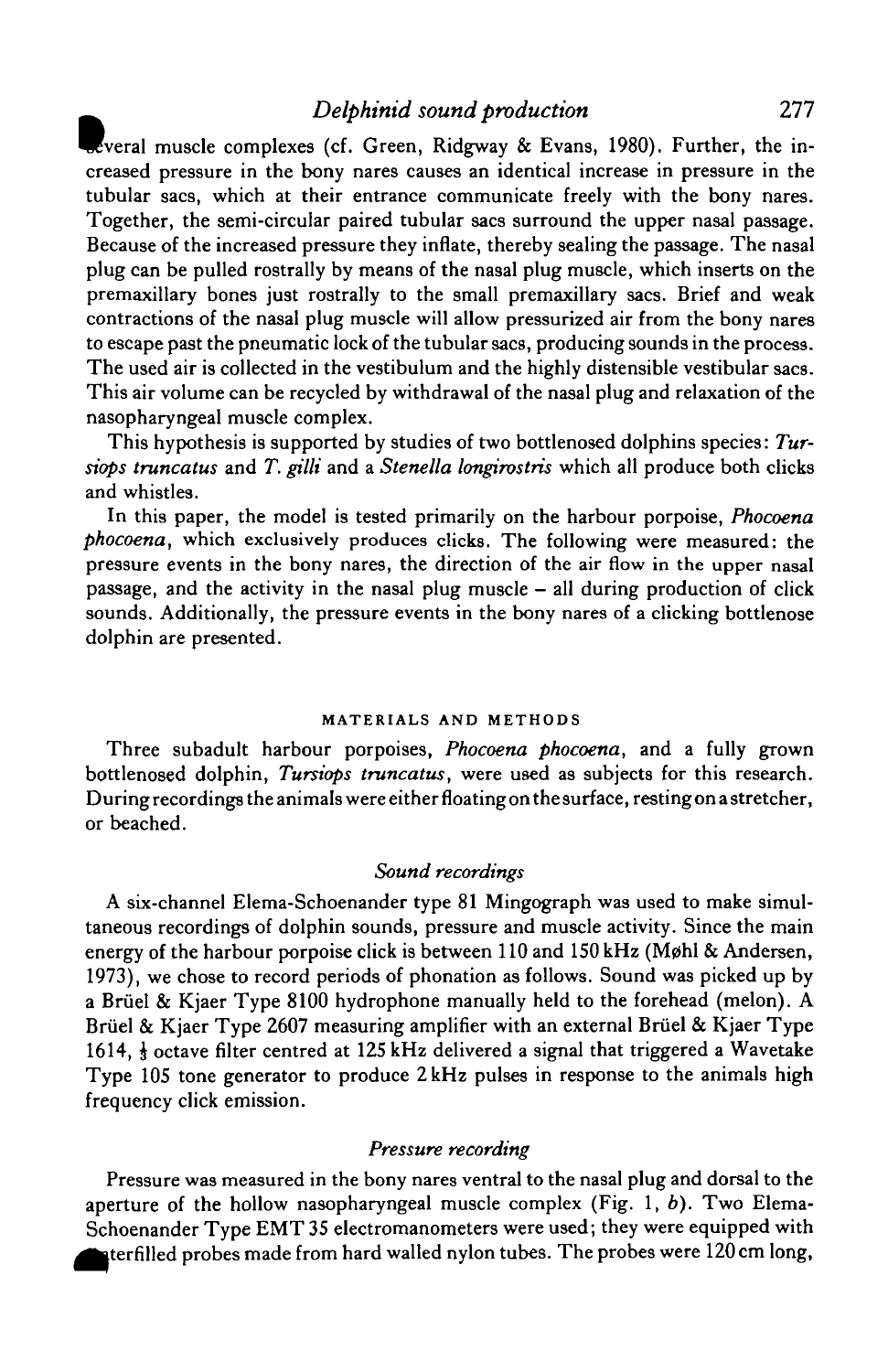several muscle complexes (cf. Green, Ridgway & Evans, 1980). Further, the increased pressure in the bony nares causes an identical increase in pressure in the tubular sacs, which at their entrance communicate freely with the bony nares. Together, the semi-circular paired tubular sacs surround the upper nasal passage. Because of the increased pressure they inflate, thereby sealing the passage. The nasal plug can be pulled rostrally by means of the nasal plug muscle, which inserts on the premaxillary bones just rostrally to the small premaxillary sacs. Brief and weak contractions of the nasal plug muscle will allow pressurized air from the bony nares to escape past the pneumatic lock of the tubular sacs, producing sounds in the process. The used air is collected in the vestibulum and the highly distensible vestibular sacs. This air volume can be recycled by withdrawal of the nasal plug and relaxation of the nasopharyngeal muscle complex.

This hypothesis is supported by studies of two bottlenosed dolphins species: *Tursiops truncatus* and *T. gilli* and a *Stenella longirostris* which all produce both clicks and whistles.

In this paper, the model is tested primarily on the harbour porpoise, *Phocoena phocoena*, which exclusively produces clicks. The following were measured: the pressure events in the bony nares, the direction of the air flow in the upper nasal passage, and the activity in the nasal plug muscle – all during production of click sounds. Additionally, the pressure events in the bony nares of a clicking bottlenose dolphin are presented.

## MATERIALS AND METHODS

Three subadult harbour porpoises, *Phocoena phocoena*, and a fully grown bottlenosed dolphin, *Tursiops truncatus*, were used as subjects for this research. During recordings the animals were either floating on the surface, resting on a stretcher, or beached.

### *Sound recordings*

A six-channel Elema-Schoenander type 81 Mingograph was used to make simultaneous recordings of dolphin sounds, pressure and muscle activity. Since the main energy of the harbour porpoise click is between 110 and 150 kHz (Møhl & Andersen, 1973), we chose to record periods of phonation as follows. Sound was picked up by a Brüel & Kjaer Type 8100 hydrophone manually held to the forehead (melon). A Brüel & Kjaer Type 2607 measuring amplifier with an external Brüel & Kjaer Type 1614, $\frac{1}{3}$ octave filter centred at 125 kHz delivered a signal that triggered a Wavetake Type 105 tone generator to produce 2 kHz pulses in response to the animals high frequency click emission.

### *Pressure recording*

Pressure was measured in the bony nares ventral to the nasal plug and dorsal to the aperture of the hollow nasopharyngeal muscle complex (Fig. 1, *b*). Two Elema-Schoenander Type EMT 35 electromanometers were used; they were equipped with waterfilled probes made from hard walled nylon tubes. The probes were 120 cm long,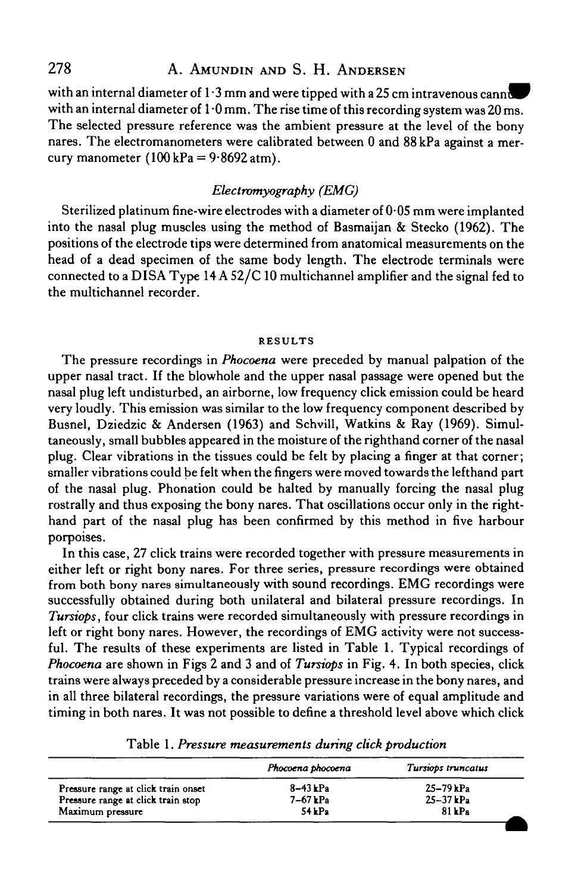with an internal diameter of 1·3 mm and were tipped with a 25 cm intravenous cannula with an internal diameter of 1·0 mm. The rise time of this recording system was 20 ms. The selected pressure reference was the ambient pressure at the level of the bony nares. The electromanometers were calibrated between 0 and 88 kPa against a mercury manometer (100 kPa = 9·8692 atm).

### *Electromyography (EMG)*

Sterilized platinum fine-wire electrodes with a diameter of 0·05 mm were implanted into the nasal plug muscles using the method of Basmaijan & Stecko (1962). The positions of the electrode tips were determined from anatomical measurements on the head of a dead specimen of the same body length. The electrode terminals were connected to a DISA Type 14 A 52/C 10 multichannel amplifier and the signal fed to the multichannel recorder.

## RESULTS

The pressure recordings in *Phocoena* were preceded by manual palpation of the upper nasal tract. If the blowhole and the upper nasal passage were opened but the nasal plug left undisturbed, an airborne, low frequency click emission could be heard very loudly. This emission was similar to the low frequency component described by Busnel, Dziedzic & Andersen (1963) and Schvill, Watkins & Ray (1969). Simultaneously, small bubbles appeared in the moisture of the righthand corner of the nasal plug. Clear vibrations in the tissues could be felt by placing a finger at that corner; smaller vibrations could be felt when the fingers were moved towards the lefthand part of the nasal plug. Phonation could be halted by manually forcing the nasal plug rostrally and thus exposing the bony nares. That oscillations occur only in the righthand part of the nasal plug has been confirmed by this method in five harbour porpoises.

In this case, 27 click trains were recorded together with pressure measurements in either left or right bony nares. For three series, pressure recordings were obtained from both bony nares simultaneously with sound recordings. EMG recordings were successfully obtained during both unilateral and bilateral pressure recordings. In *Tursiops*, four click trains were recorded simultaneously with pressure recordings in left or right bony nares. However, the recordings of EMG activity were not successful. The results of these experiments are listed in Table 1. Typical recordings of *Phocoena* are shown in Figs 2 and 3 and of *Tursiops* in Fig. 4. In both species, click trains were always preceded by a considerable pressure increase in the bony nares, and in all three bilateral recordings, the pressure variations were of equal amplitude and timing in both nares. It was not possible to define a threshold level above which click

Table 1. *Pressure measurements during click production*

| | *Phocoena phocoena* | *Tursiops truncatus* |
|---|---|---|
| Pressure range at click train onset | 8–43 kPa | 25–79 kPa |
| Pressure range at click train stop | 7–67 kPa | 25–37 kPa |
| Maximum pressure | 54 kPa | 81 kPa |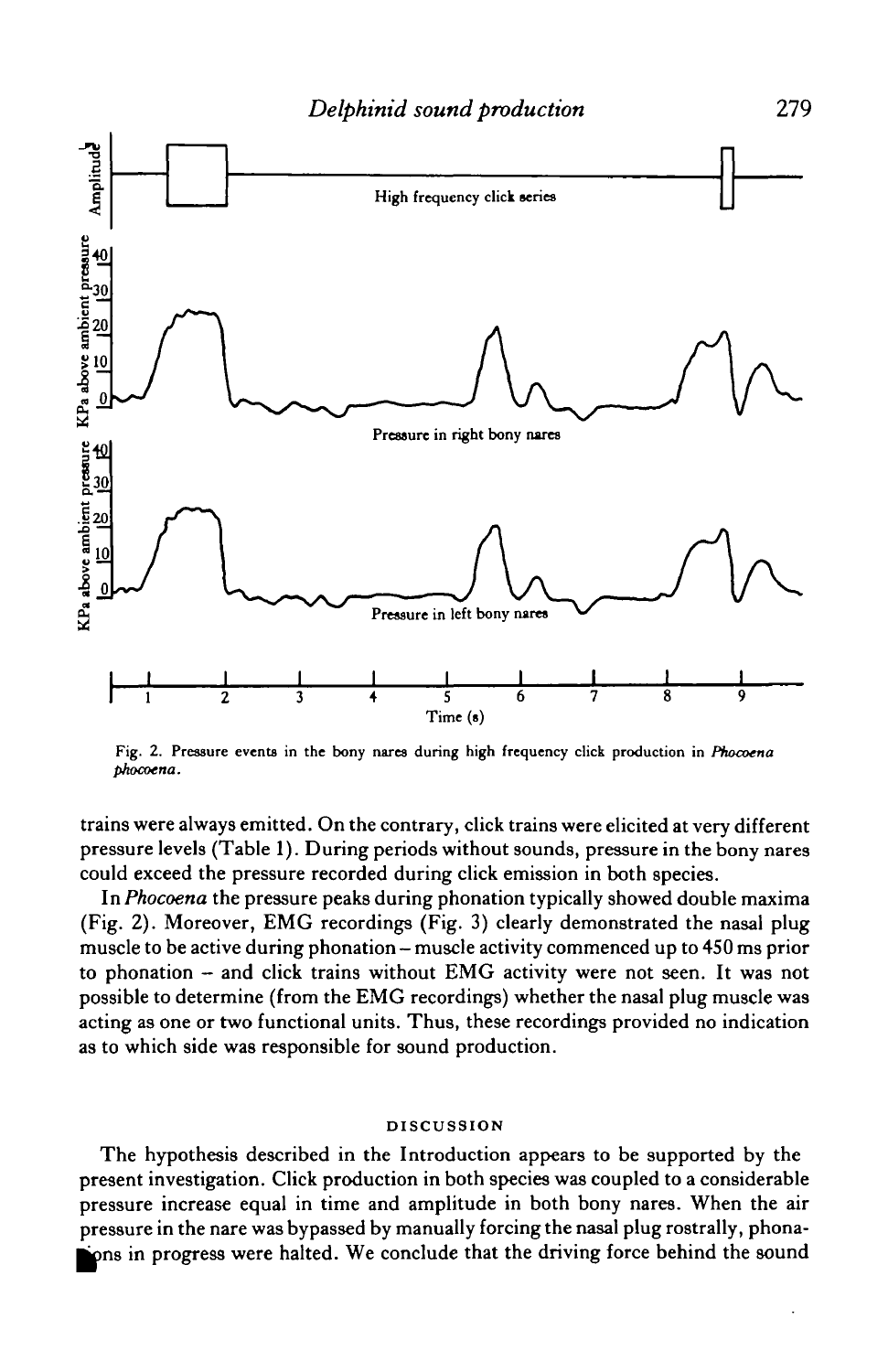Fig. 2. Pressure events in the bony nares during high frequency click production in *Phocoena phocoena*.

trains were always emitted. On the contrary, click trains were elicited at very different pressure levels (Table 1). During periods without sounds, pressure in the bony nares could exceed the pressure recorded during click emission in both species.

In *Phocoena* the pressure peaks during phonation typically showed double maxima (Fig. 2). Moreover, EMG recordings (Fig. 3) clearly demonstrated the nasal plug muscle to be active during phonation – muscle activity commenced up to 450 ms prior to phonation – and click trains without EMG activity were not seen. It was not possible to determine (from the EMG recordings) whether the nasal plug muscle was acting as one or two functional units. Thus, these recordings provided no indication as to which side was responsible for sound production.

## DISCUSSION

The hypothesis described in the Introduction appears to be supported by the present investigation. Click production in both species was coupled to a considerable pressure increase equal in time and amplitude in both bony nares. When the air pressure in the nare was bypassed by manually forcing the nasal plug rostrally, phonations in progress were halted. We conclude that the driving force behind the sound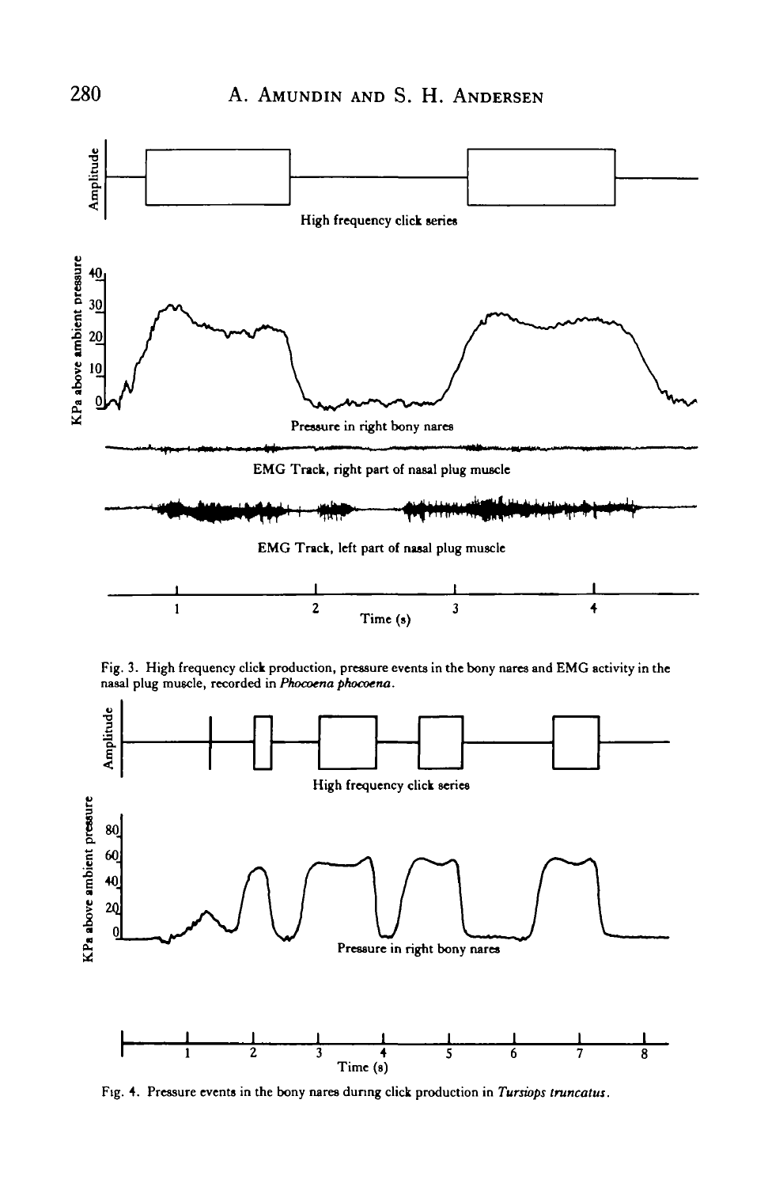Fig. 3. High frequency click production, pressure events in the bony nares and EMG activity in the nasal plug muscle, recorded in *Phocoena phocoena*.

Fig. 4. Pressure events in the bony nares during click production in *Tursiops truncatus*.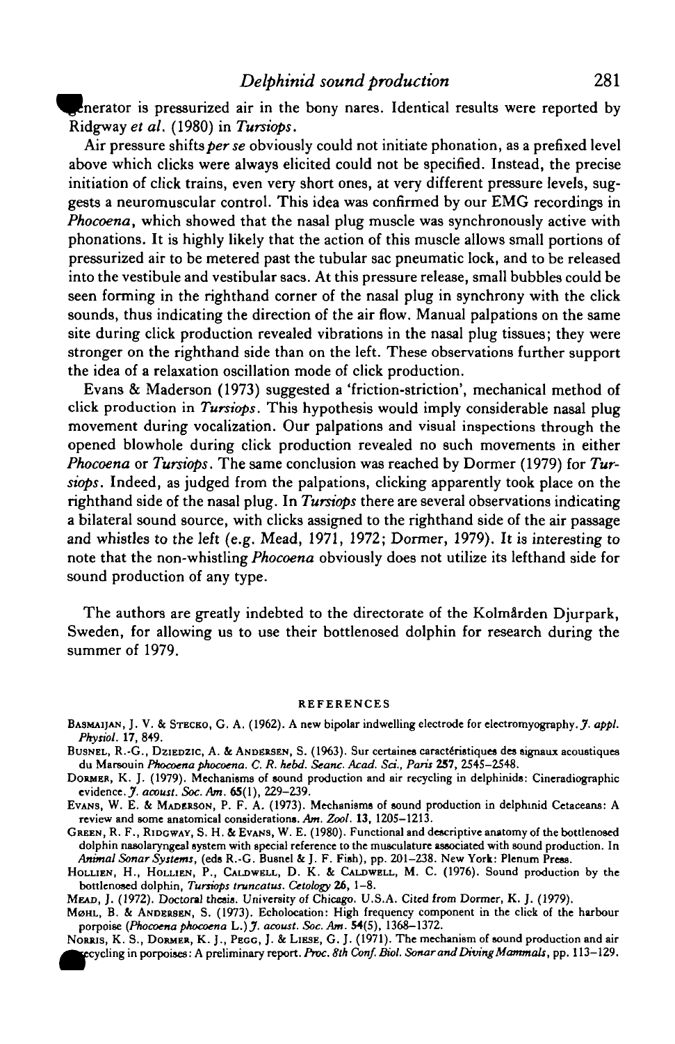generator is pressurized air in the bony nares. Identical results were reported by Ridgway *et al.* (1980) in *Tursiops*.

Air pressure shifts *per se* obviously could not initiate phonation, as a prefixed level above which clicks were always elicited could not be specified. Instead, the precise initiation of click trains, even very short ones, at very different pressure levels, suggests a neuromuscular control. This idea was confirmed by our EMG recordings in *Phocoena*, which showed that the nasal plug muscle was synchronously active with phonations. It is highly likely that the action of this muscle allows small portions of pressurized air to be metered past the tubular sac pneumatic lock, and to be released into the vestibule and vestibular sacs. At this pressure release, small bubbles could be seen forming in the righthand corner of the nasal plug in synchrony with the click sounds, thus indicating the direction of the air flow. Manual palpations on the same site during click production revealed vibrations in the nasal plug tissues; they were stronger on the righthand side than on the left. These observations further support the idea of a relaxation oscillation mode of click production.

Evans & Maderson (1973) suggested a 'friction-striction', mechanical method of click production in *Tursiops*. This hypothesis would imply considerable nasal plug movement during vocalization. Our palpations and visual inspections through the opened blowhole during click production revealed no such movements in either *Phocoena* or *Tursiops*. The same conclusion was reached by Dormer (1979) for *Tursiops*. Indeed, as judged from the palpations, clicking apparently took place on the righthand side of the nasal plug. In *Tursiops* there are several observations indicating a bilateral sound source, with clicks assigned to the righthand side of the air passage and whistles to the left (e.g. Mead, 1971, 1972; Dormer, 1979). It is interesting to note that the non-whistling *Phocoena* obviously does not utilize its lefthand side for sound production of any type.

The authors are greatly indebted to the directorate of the Kolmården Djurpark, Sweden, for allowing us to use their bottlenosed dolphin for research during the summer of 1979.

## REFERENCES

Basmaijan, J. V. & Stecko, G. A. (1962). A new bipolar indwelling electrode for electromyography. *J. appl. Physiol.* **17**, 849.

Busnel, R.-G., Dziedzic, A. & Andersen, S. (1963). Sur certaines caractéristiques des signaux acoustiques du Marsouin *Phocoena phocoena*. *C. R. hebd. Seanc. Acad. Sci., Paris* **257**, 2545–2548.

Dormer, K. J. (1979). Mechanisms of sound production and air recycling in delphinids: Cineradiographic evidence. *J. acoust. Soc. Am.* **65**(1), 229–239.

Evans, W. E. & Maderson, P. F. A. (1973). Mechanisms of sound production in delphinid Cetaceans: A review and some anatomical considerations. *Am. Zool.* **13**, 1205–1213.

Green, R. F., Ridgway, S. H. & Evans, W. E. (1980). Functional and descriptive anatomy of the bottlenosed dolphin nasolaryngeal system with special reference to the musculature associated with sound production. In *Animal Sonar Systems*, (eds R.-G. Busnel & J. F. Fish), pp. 201–238. New York: Plenum Press.

Hollien, H., Hollien, P., Caldwell, D. K. & Caldwell, M. C. (1976). Sound production by the bottlenosed dolphin, *Tursiops truncatus*. *Cetology* **26**, 1–8.

Mead, J. (1972). Doctoral thesis. University of Chicago. U.S.A. Cited from Dormer, K. J. (1979).

Møhl, B. & Andersen, S. (1973). Echolocation: High frequency component in the click of the harbour porpoise (*Phocoena phocoena* L.) *J. acoust. Soc. Am.* **54**(5), 1368–1372.

Norris, K. S., Dormer, K. J., Pegg, J. & Liese, G. J. (1971). The mechanism of sound production and air recycling in porpoises: A preliminary report. *Proc. 8th Conf. Biol. Sonar and Diving Mammals*, pp. 113–129.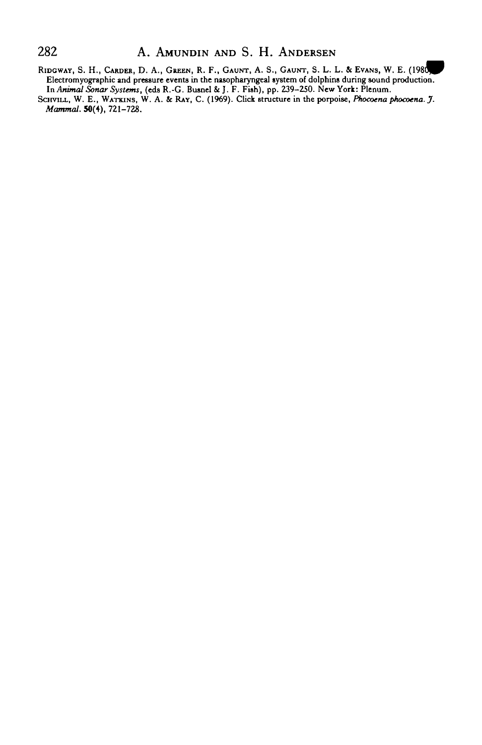RIDGWAY, S. H., CARDER, D. A., GREEN, R. F., GAUNT, A. S., GAUNT, S. L. L. & EVANS, W. E. (1980). Electromyographic and pressure events in the nasopharyngeal system of dolphins during sound production. In *Animal Sonar Systems*, (eds R.-G. Busnel & J. F. Fish), pp. 239–250. New York: Plenum.

SCHVILL, W. E., WATKINS, W. A. & RAY, C. (1969). Click structure in the porpoise, *Phocoena phocoena*. *J. Mammal.* **50**(4), 721–728.